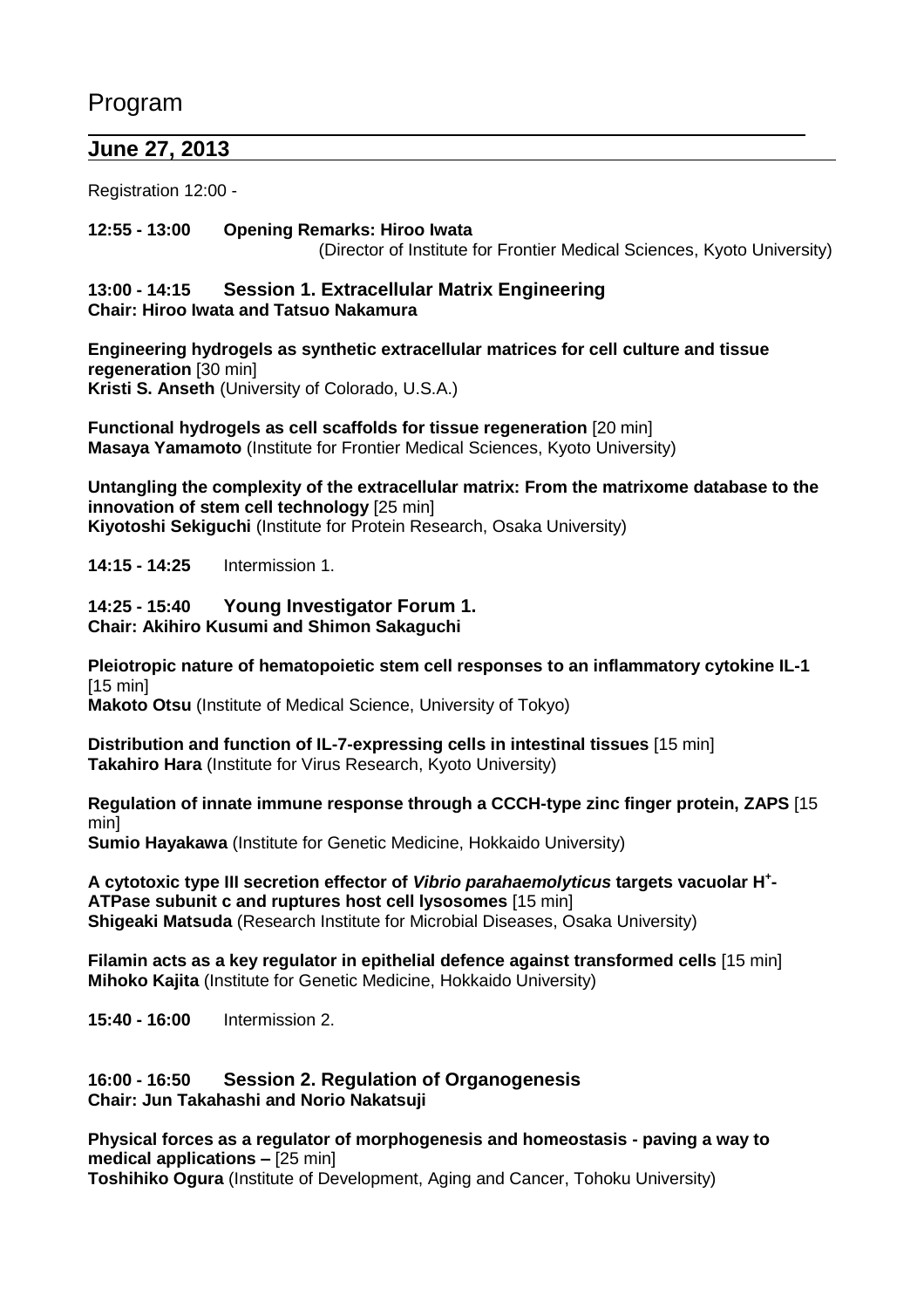# Program

## June 27, 2013

Registration 12:00 -

**12:55 - 13:00 Opening Remarks: Hiroo Iwata**
(Director of Institute for Frontier Medical Sciences, Kyoto University)

**13:00 - 14:15 Session 1. Extracellular Matrix Engineering**
**Chair: Hiroo Iwata and Tatsuo Nakamura**

**Engineering hydrogels as synthetic extracellular matrices for cell culture and tissue regeneration** [30 min]
**Kristi S. Anseth** (University of Colorado, U.S.A.)

**Functional hydrogels as cell scaffolds for tissue regeneration** [20 min]
**Masaya Yamamoto** (Institute for Frontier Medical Sciences, Kyoto University)

**Untangling the complexity of the extracellular matrix: From the matrixome database to the innovation of stem cell technology** [25 min]
**Kiyotoshi Sekiguchi** (Institute for Protein Research, Osaka University)

**14:15 - 14:25** Intermission 1.

**14:25 - 15:40 Young Investigator Forum 1.**
**Chair: Akihiro Kusumi and Shimon Sakaguchi**

**Pleiotropic nature of hematopoietic stem cell responses to an inflammatory cytokine IL-1** [15 min]
**Makoto Otsu** (Institute of Medical Science, University of Tokyo)

**Distribution and function of IL-7-expressing cells in intestinal tissues** [15 min]
**Takahiro Hara** (Institute for Virus Research, Kyoto University)

**Regulation of innate immune response through a CCCH-type zinc finger protein, ZAPS** [15 min]
**Sumio Hayakawa** (Institute for Genetic Medicine, Hokkaido University)

**A cytotoxic type III secretion effector of *Vibrio parahaemolyticus* targets vacuolar $H^+$-ATPase subunit c and ruptures host cell lysosomes** [15 min]
**Shigeaki Matsuda** (Research Institute for Microbial Diseases, Osaka University)

**Filamin acts as a key regulator in epithelial defence against transformed cells** [15 min]
**Mihoko Kajita** (Institute for Genetic Medicine, Hokkaido University)

**15:40 - 16:00** Intermission 2.

**16:00 - 16:50 Session 2. Regulation of Organogenesis**
**Chair: Jun Takahashi and Norio Nakatsuji**

**Physical forces as a regulator of morphogenesis and homeostasis - paving a way to medical applications –** [25 min]
**Toshihiko Ogura** (Institute of Development, Aging and Cancer, Tohoku University)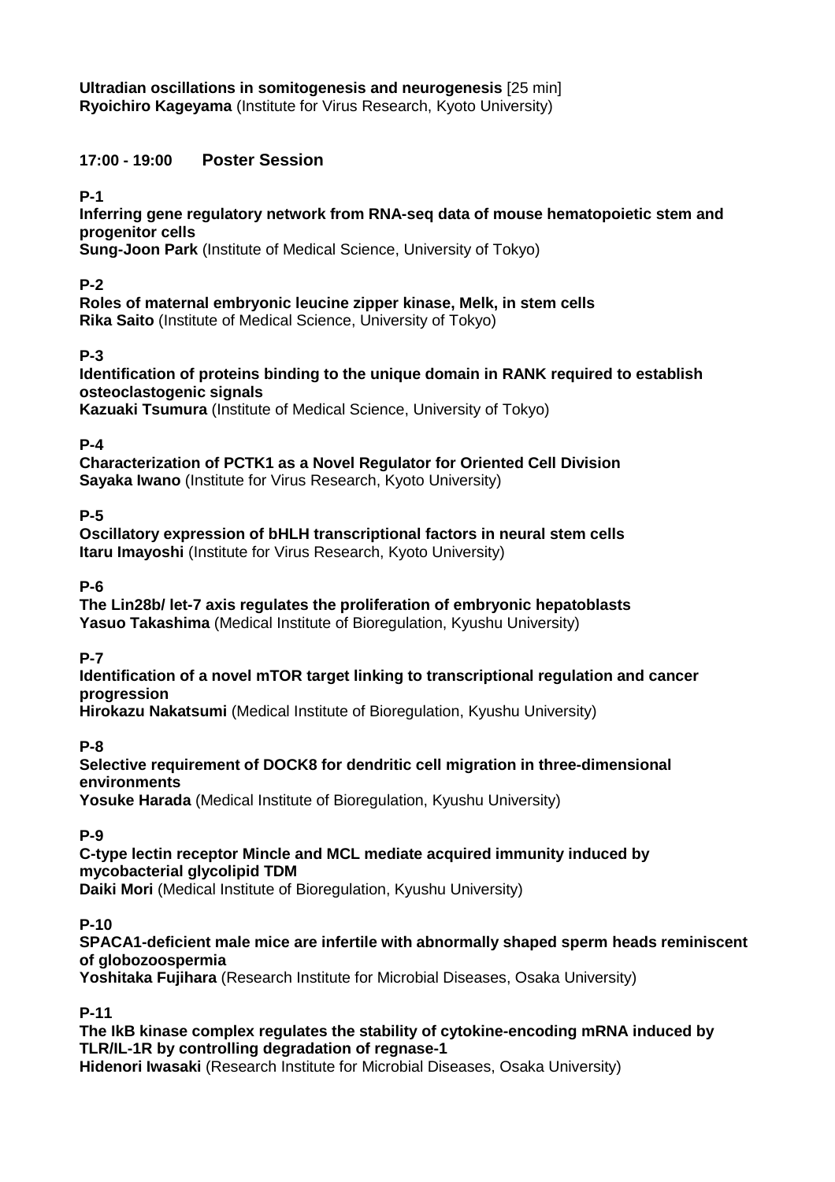**Ultradian oscillations in somitogenesis and neurogenesis** [25 min]
**Ryoichiro Kageyama** (Institute for Virus Research, Kyoto University)

## 17:00 - 19:00 Poster Session

**P-1**
**Inferring gene regulatory network from RNA-seq data of mouse hematopoietic stem and progenitor cells**
**Sung-Joon Park** (Institute of Medical Science, University of Tokyo)

**P-2**
**Roles of maternal embryonic leucine zipper kinase, Melk, in stem cells**
**Rika Saito** (Institute of Medical Science, University of Tokyo)

**P-3**
**Identification of proteins binding to the unique domain in RANK required to establish osteoclastogenic signals**
**Kazuaki Tsumura** (Institute of Medical Science, University of Tokyo)

**P-4**
**Characterization of PCTK1 as a Novel Regulator for Oriented Cell Division**
**Sayaka Iwano** (Institute for Virus Research, Kyoto University)

**P-5**
**Oscillatory expression of bHLH transcriptional factors in neural stem cells**
**Itaru Imayoshi** (Institute for Virus Research, Kyoto University)

**P-6**
**The Lin28b/ let-7 axis regulates the proliferation of embryonic hepatoblasts**
**Yasuo Takashima** (Medical Institute of Bioregulation, Kyushu University)

**P-7**
**Identification of a novel mTOR target linking to transcriptional regulation and cancer progression**
**Hirokazu Nakatsumi** (Medical Institute of Bioregulation, Kyushu University)

**P-8**
**Selective requirement of DOCK8 for dendritic cell migration in three-dimensional environments**
**Yosuke Harada** (Medical Institute of Bioregulation, Kyushu University)

**P-9**
**C-type lectin receptor Mincle and MCL mediate acquired immunity induced by mycobacterial glycolipid TDM**
**Daiki Mori** (Medical Institute of Bioregulation, Kyushu University)

**P-10**
**SPACA1-deficient male mice are infertile with abnormally shaped sperm heads reminiscent of globozoospermia**
**Yoshitaka Fujihara** (Research Institute for Microbial Diseases, Osaka University)

**P-11**
**The IkB kinase complex regulates the stability of cytokine-encoding mRNA induced by TLR/IL-1R by controlling degradation of regnase-1**
**Hidenori Iwasaki** (Research Institute for Microbial Diseases, Osaka University)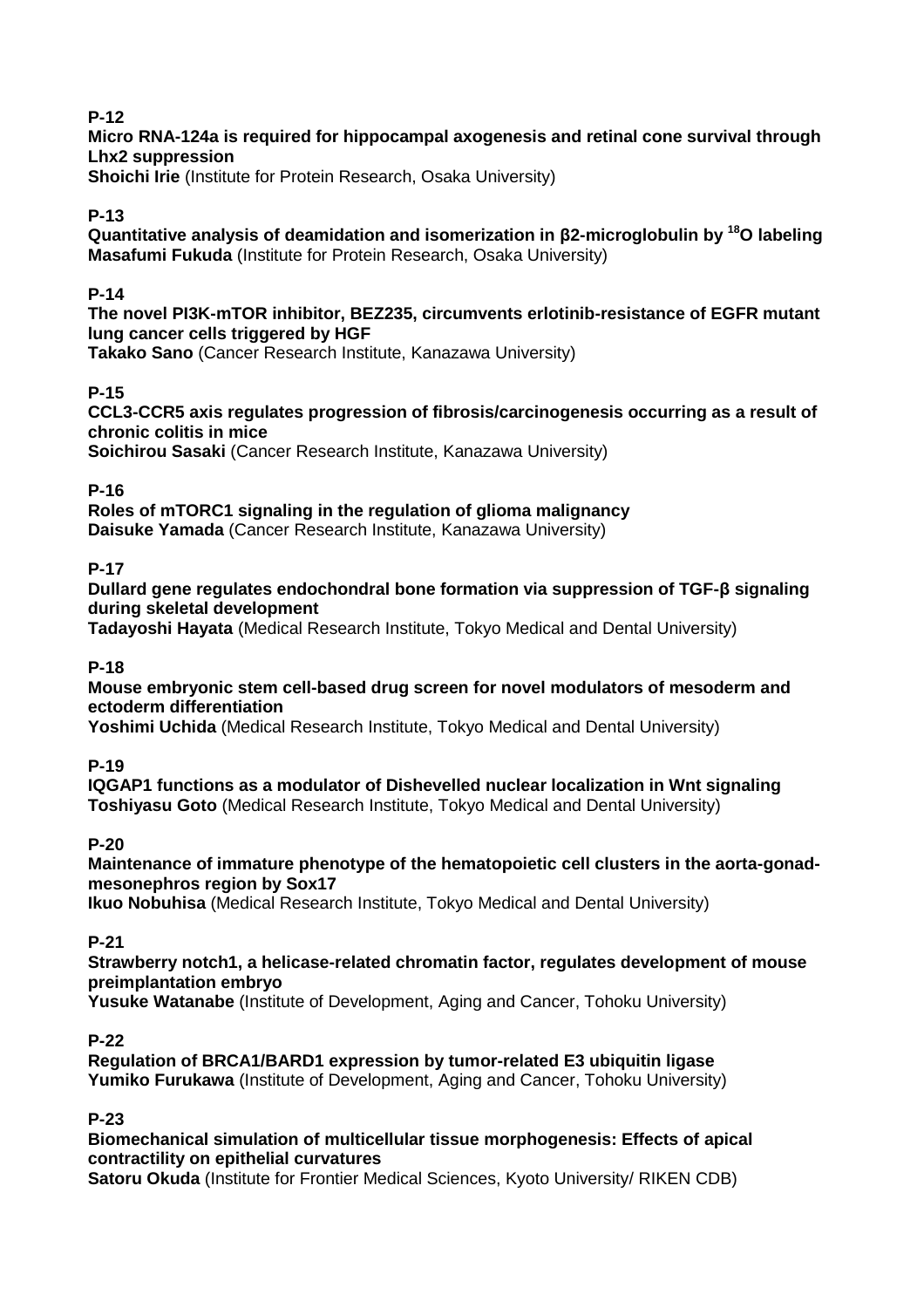**P-12**

**Micro RNA-124a is required for hippocampal axogenesis and retinal cone survival through Lhx2 suppression**

**Shoichi Irie** (Institute for Protein Research, Osaka University)

**P-13**

**Quantitative analysis of deamidation and isomerization in β2-microglobulin by $^{18}O$ labeling**

**Masafumi Fukuda** (Institute for Protein Research, Osaka University)

**P-14**

**The novel PI3K-mTOR inhibitor, BEZ235, circumvents erlotinib-resistance of EGFR mutant lung cancer cells triggered by HGF**

**Takako Sano** (Cancer Research Institute, Kanazawa University)

**P-15**

**CCL3-CCR5 axis regulates progression of fibrosis/carcinogenesis occurring as a result of chronic colitis in mice**

**Soichirou Sasaki** (Cancer Research Institute, Kanazawa University)

**P-16**

**Roles of mTORC1 signaling in the regulation of glioma malignancy**

**Daisuke Yamada** (Cancer Research Institute, Kanazawa University)

**P-17**

**Dullard gene regulates endochondral bone formation via suppression of TGF-β signaling during skeletal development**

**Tadayoshi Hayata** (Medical Research Institute, Tokyo Medical and Dental University)

**P-18**

**Mouse embryonic stem cell-based drug screen for novel modulators of mesoderm and ectoderm differentiation**

**Yoshimi Uchida** (Medical Research Institute, Tokyo Medical and Dental University)

**P-19**

**IQGAP1 functions as a modulator of Dishevelled nuclear localization in Wnt signaling**

**Toshiyasu Goto** (Medical Research Institute, Tokyo Medical and Dental University)

**P-20**

**Maintenance of immature phenotype of the hematopoietic cell clusters in the aorta-gonad-mesonephros region by Sox17**

**Ikuo Nobuhisa** (Medical Research Institute, Tokyo Medical and Dental University)

**P-21**

**Strawberry notch1, a helicase-related chromatin factor, regulates development of mouse preimplantation embryo**

**Yusuke Watanabe** (Institute of Development, Aging and Cancer, Tohoku University)

**P-22**

**Regulation of BRCA1/BARD1 expression by tumor-related E3 ubiquitin ligase**

**Yumiko Furukawa** (Institute of Development, Aging and Cancer, Tohoku University)

**P-23**

**Biomechanical simulation of multicellular tissue morphogenesis: Effects of apical contractility on epithelial curvatures**

**Satoru Okuda** (Institute for Frontier Medical Sciences, Kyoto University/ RIKEN CDB)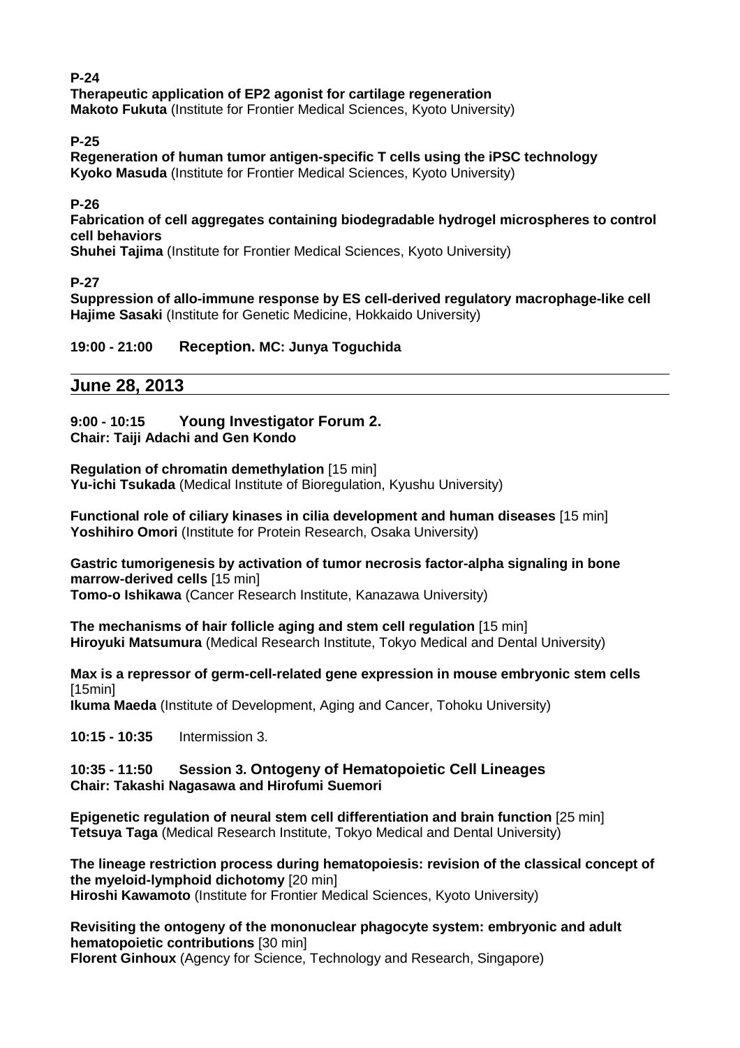**P-24**
**Therapeutic application of EP2 agonist for cartilage regeneration**
**Makoto Fukuta** (Institute for Frontier Medical Sciences, Kyoto University)

**P-25**
**Regeneration of human tumor antigen-specific T cells using the iPSC technology**
**Kyoko Masuda** (Institute for Frontier Medical Sciences, Kyoto University)

**P-26**
**Fabrication of cell aggregates containing biodegradable hydrogel microspheres to control cell behaviors**
**Shuhei Tajima** (Institute for Frontier Medical Sciences, Kyoto University)

**P-27**
**Suppression of allo-immune response by ES cell-derived regulatory macrophage-like cell**
**Hajime Sasaki** (Institute for Genetic Medicine, Hokkaido University)

**19:00 - 21:00 Reception. MC: Junya Toguchida**

## June 28, 2013

**9:00 - 10:15 Young Investigator Forum 2.**
**Chair: Taiji Adachi and Gen Kondo**

**Regulation of chromatin demethylation** [15 min]
**Yu-ichi Tsukada** (Medical Institute of Bioregulation, Kyushu University)

**Functional role of ciliary kinases in cilia development and human diseases** [15 min]
**Yoshihiro Omori** (Institute for Protein Research, Osaka University)

**Gastric tumorigenesis by activation of tumor necrosis factor-alpha signaling in bone marrow-derived cells** [15 min]
**Tomo-o Ishikawa** (Cancer Research Institute, Kanazawa University)

**The mechanisms of hair follicle aging and stem cell regulation** [15 min]
**Hiroyuki Matsumura** (Medical Research Institute, Tokyo Medical and Dental University)

**Max is a repressor of germ-cell-related gene expression in mouse embryonic stem cells** [15min]
**Ikuma Maeda** (Institute of Development, Aging and Cancer, Tohoku University)

**10:15 - 10:35** Intermission 3.

**10:35 - 11:50 Session 3. Ontogeny of Hematopoietic Cell Lineages**
**Chair: Takashi Nagasawa and Hirofumi Suemori**

**Epigenetic regulation of neural stem cell differentiation and brain function** [25 min]
**Tetsuya Taga** (Medical Research Institute, Tokyo Medical and Dental University)

**The lineage restriction process during hematopoiesis: revision of the classical concept of the myeloid-lymphoid dichotomy** [20 min]
**Hiroshi Kawamoto** (Institute for Frontier Medical Sciences, Kyoto University)

**Revisiting the ontogeny of the mononuclear phagocyte system: embryonic and adult hematopoietic contributions** [30 min]
**Florent Ginhoux** (Agency for Science, Technology and Research, Singapore)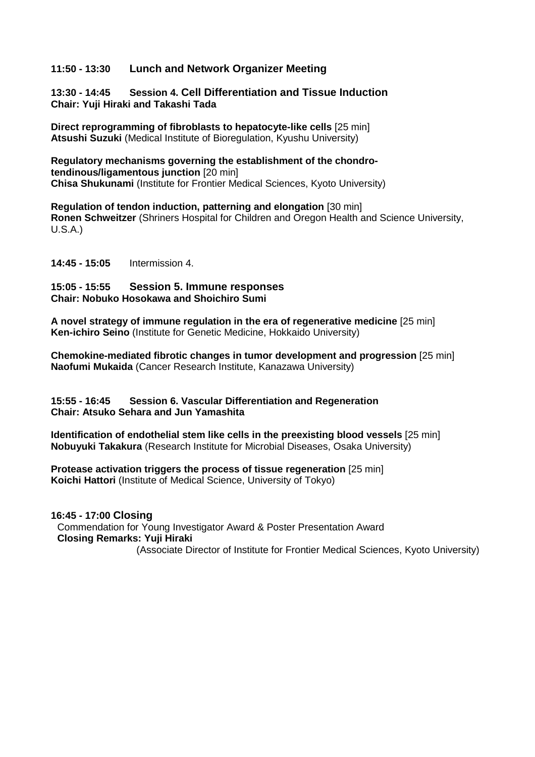**11:50 - 13:30 Lunch and Network Organizer Meeting**

**13:30 - 14:45 Session 4. Cell Differentiation and Tissue Induction**
**Chair: Yuji Hiraki and Takashi Tada**

**Direct reprogramming of fibroblasts to hepatocyte-like cells** [25 min]
**Atsushi Suzuki** (Medical Institute of Bioregulation, Kyushu University)

**Regulatory mechanisms governing the establishment of the chondro-tendinous/ligamentous junction** [20 min]
**Chisa Shukunami** (Institute for Frontier Medical Sciences, Kyoto University)

**Regulation of tendon induction, patterning and elongation** [30 min]
**Ronen Schweitzer** (Shriners Hospital for Children and Oregon Health and Science University, U.S.A.)

**14:45 - 15:05** Intermission 4.

**15:05 - 15:55 Session 5. Immune responses**
**Chair: Nobuko Hosokawa and Shoichiro Sumi**

**A novel strategy of immune regulation in the era of regenerative medicine** [25 min]
**Ken-ichiro Seino** (Institute for Genetic Medicine, Hokkaido University)

**Chemokine-mediated fibrotic changes in tumor development and progression** [25 min]
**Naofumi Mukaida** (Cancer Research Institute, Kanazawa University)

**15:55 - 16:45 Session 6. Vascular Differentiation and Regeneration**
**Chair: Atsuko Sehara and Jun Yamashita**

**Identification of endothelial stem like cells in the preexisting blood vessels** [25 min]
**Nobuyuki Takakura** (Research Institute for Microbial Diseases, Osaka University)

**Protease activation triggers the process of tissue regeneration** [25 min]
**Koichi Hattori** (Institute of Medical Science, University of Tokyo)

**16:45 - 17:00 Closing**
Commendation for Young Investigator Award & Poster Presentation Award
**Closing Remarks: Yuji Hiraki**
(Associate Director of Institute for Frontier Medical Sciences, Kyoto University)